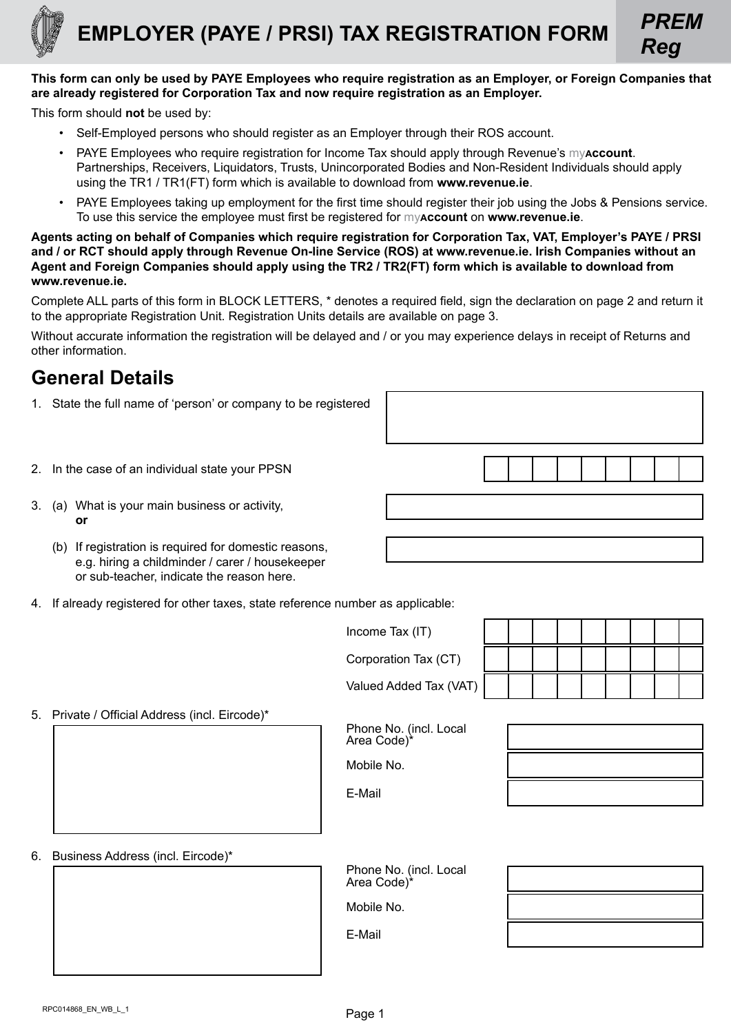# EMPLOYER (PAYE / PRSI) TAX REGISTRATION FORM

***PREM Reg***

**This form can only be used by PAYE Employees who require registration as an Employer, or Foreign Companies that are already registered for Corporation Tax and now require registration as an Employer.**

This form should **not** be used by:

- Self-Employed persons who should register as an Employer through their ROS account.
- PAYE Employees who require registration for Income Tax should apply through Revenue's my**Account**. Partnerships, Receivers, Liquidators, Trusts, Unincorporated Bodies and Non-Resident Individuals should apply using the TR1 / TR1(FT) form which is available to download from **www.revenue.ie**.
- PAYE Employees taking up employment for the first time should register their job using the Jobs & Pensions service. To use this service the employee must first be registered for my**Account** on **www.revenue.ie**.

**Agents acting on behalf of Companies which require registration for Corporation Tax, VAT, Employer's PAYE / PRSI and / or RCT should apply through Revenue On-line Service (ROS) at www.revenue.ie. Irish Companies without an Agent and Foreign Companies should apply using the TR2 / TR2(FT) form which is available to download from www.revenue.ie.**

Complete ALL parts of this form in BLOCK LETTERS, * denotes a required field, sign the declaration on page 2 and return it to the appropriate Registration Unit. Registration Units details are available on page 3.

Without accurate information the registration will be delayed and / or you may experience delays in receipt of Returns and other information.

## General Details

1. State the full name of 'person' or company to be registered

2. In the case of an individual state your PPSN

3. (a) What is your main business or activity,
   **or**

   (b) If registration is required for domestic reasons, e.g. hiring a childminder / carer / housekeeper or sub-teacher, indicate the reason here.

4. If already registered for other taxes, state reference number as applicable:

   Income Tax (IT)

   Corporation Tax (CT)

   Valued Added Tax (VAT)

5. Private / Official Address (incl. Eircode)*

   Phone No. (incl. Local Area Code)*

   Mobile No.

   E-Mail

6. Business Address (incl. Eircode)*

   Phone No. (incl. Local Area Code)*

   Mobile No.

   E-Mail

RPC014868_EN_WB_L_1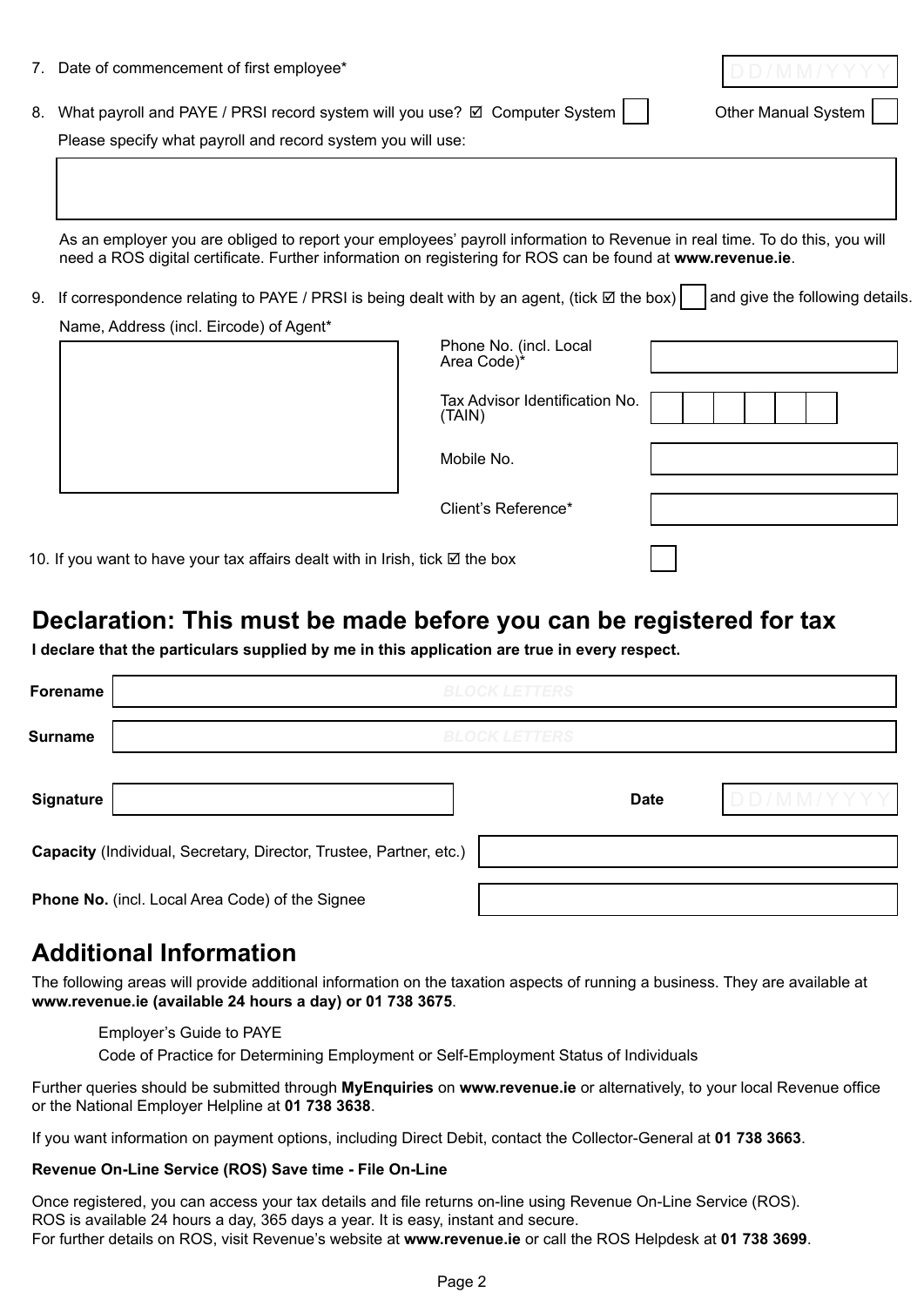7. Date of commencement of first employee* DD/MM/YYYY

8. What payroll and PAYE / PRSI record system will you use? ☑ Computer System ☐ Other Manual System ☐

   Please specify what payroll and record system you will use:

   As an employer you are obliged to report your employees' payroll information to Revenue in real time. To do this, you will need a ROS digital certificate. Further information on registering for ROS can be found at **www.revenue.ie**.

9. If correspondence relating to PAYE / PRSI is being dealt with by an agent, (tick ☑ the box) ☐ and give the following details.

   Name, Address (incl. Eircode) of Agent*

   Phone No. (incl. Local Area Code)*

   Tax Advisor Identification No. (TAIN)

   Mobile No.

   Client's Reference*

10. If you want to have your tax affairs dealt with in Irish, tick ☑ the box ☐

## Declaration: This must be made before you can be registered for tax

**I declare that the particulars supplied by me in this application are true in every respect.**

**Forename** *BLOCK LETTERS*

**Surname** *BLOCK LETTERS*

**Signature** **Date** DD/MM/YYYY

**Capacity** (Individual, Secretary, Director, Trustee, Partner, etc.)

**Phone No.** (incl. Local Area Code) of the Signee

## Additional Information

The following areas will provide additional information on the taxation aspects of running a business. They are available at **www.revenue.ie (available 24 hours a day) or 01 738 3675**.

- Employer's Guide to PAYE
- Code of Practice for Determining Employment or Self-Employment Status of Individuals

Further queries should be submitted through **MyEnquiries** on **www.revenue.ie** or alternatively, to your local Revenue office or the National Employer Helpline at **01 738 3638**.

If you want information on payment options, including Direct Debit, contact the Collector-General at **01 738 3663**.

**Revenue On-Line Service (ROS) Save time - File On-Line**

Once registered, you can access your tax details and file returns on-line using Revenue On-Line Service (ROS).
ROS is available 24 hours a day, 365 days a year. It is easy, instant and secure.
For further details on ROS, visit Revenue's website at **www.revenue.ie** or call the ROS Helpdesk at **01 738 3699**.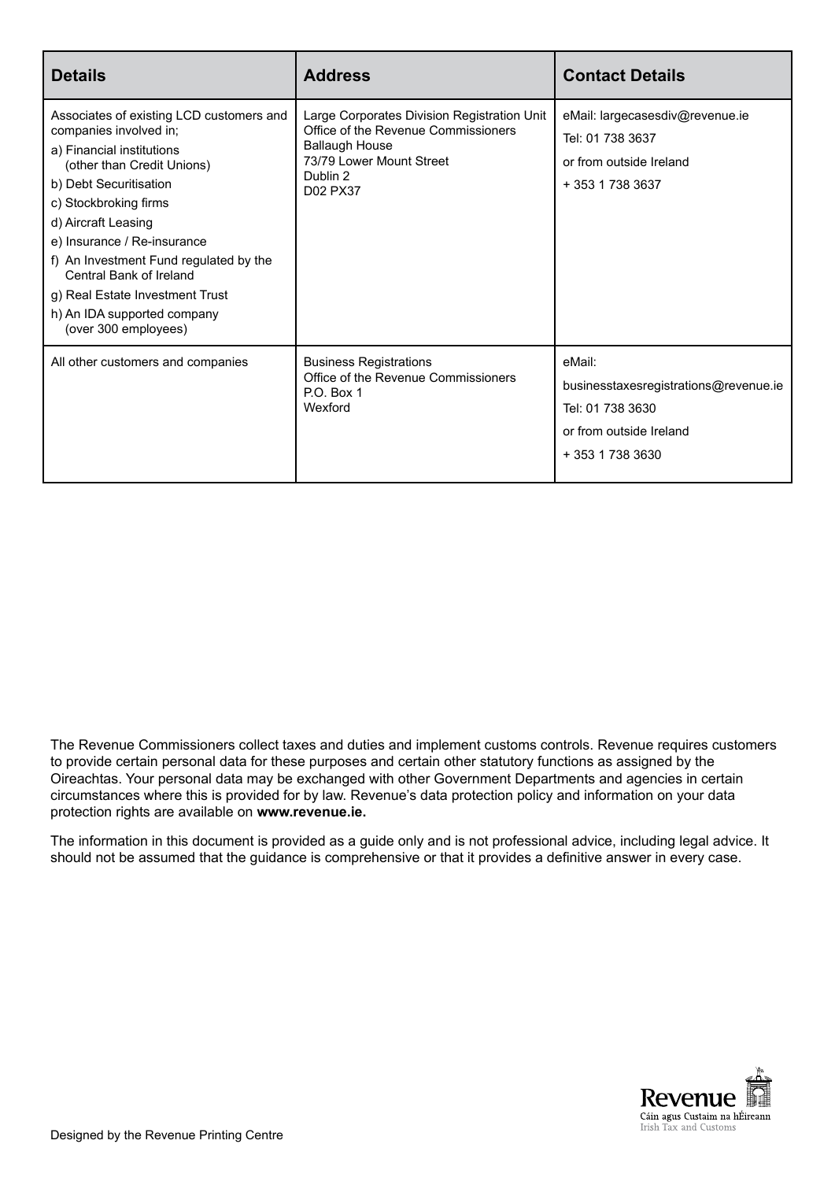| Details | Address | Contact Details |
| --- | --- | --- |
| Associates of existing LCD customers and companies involved in;<br>a) Financial institutions (other than Credit Unions)<br>b) Debt Securitisation<br>c) Stockbroking firms<br>d) Aircraft Leasing<br>e) Insurance / Re-insurance<br>f) An Investment Fund regulated by the Central Bank of Ireland<br>g) Real Estate Investment Trust<br>h) An IDA supported company (over 300 employees) | Large Corporates Division Registration Unit<br>Office of the Revenue Commissioners<br>Ballaugh House<br>73/79 Lower Mount Street<br>Dublin 2<br>D02 PX37 | eMail: largecasesdiv@revenue.ie<br>Tel: 01 738 3637<br>or from outside Ireland<br>+ 353 1 738 3637 |
| All other customers and companies | Business Registrations<br>Office of the Revenue Commissioners<br>P.O. Box 1<br>Wexford | eMail:<br>businesstaxesregistrations@revenue.ie<br>Tel: 01 738 3630<br>or from outside Ireland<br>+ 353 1 738 3630 |

The Revenue Commissioners collect taxes and duties and implement customs controls. Revenue requires customers to provide certain personal data for these purposes and certain other statutory functions as assigned by the Oireachtas. Your personal data may be exchanged with other Government Departments and agencies in certain circumstances where this is provided for by law. Revenue's data protection policy and information on your data protection rights are available on **www.revenue.ie.**

The information in this document is provided as a guide only and is not professional advice, including legal advice. It should not be assumed that the guidance is comprehensive or that it provides a definitive answer in every case.

Designed by the Revenue Printing Centre

Revenue
Cáin agus Custaim na hÉireann
Irish Tax and Customs